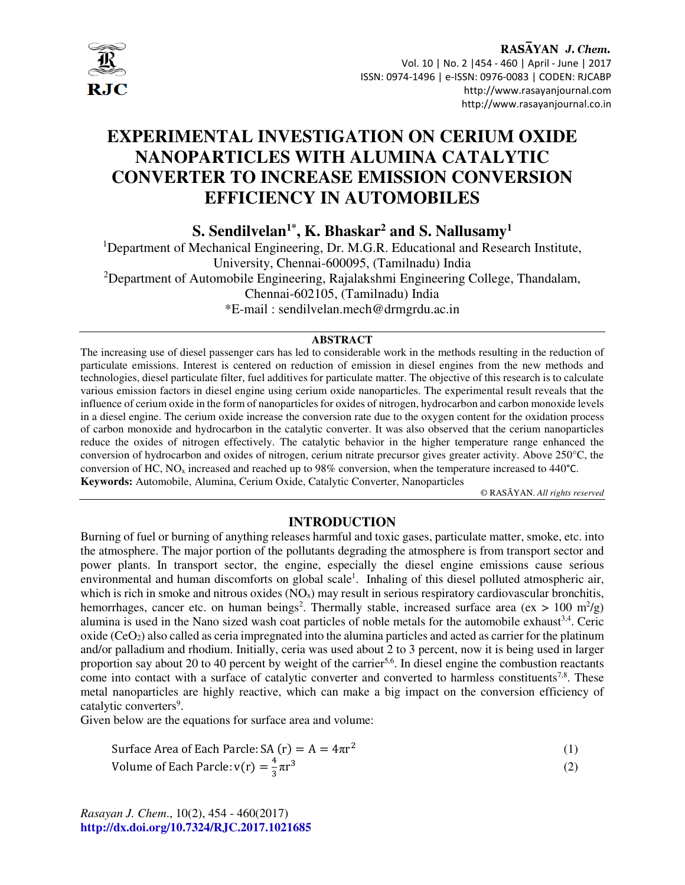# EXPERIMENTAL INVESTIGATION ON CERIUM OXIDE NANOPARTICLES WITH ALUMINA CATALYTIC CONVERTER TO INCREASE EMISSION CONVERSION EFFICIENCY IN AUTOMOBILES

**S. Sendilvelan[1*], K. Bhaskar[2] and S. Nallusamy[1]**

[1]Department of Mechanical Engineering, Dr. M.G.R. Educational and Research Institute, University, Chennai-600095, (Tamilnadu) India

[2]Department of Automobile Engineering, Rajalakshmi Engineering College, Thandalam, Chennai-602105, (Tamilnadu) India

*E-mail : sendilvelan.mech@drmgrdu.ac.in

## ABSTRACT

The increasing use of diesel passenger cars has led to considerable work in the methods resulting in the reduction of particulate emissions. Interest is centered on reduction of emission in diesel engines from the new methods and technologies, diesel particulate filter, fuel additives for particulate matter. The objective of this research is to calculate various emission factors in diesel engine using cerium oxide nanoparticles. The experimental result reveals that the influence of cerium oxide in the form of nanoparticles for oxides of nitrogen, hydrocarbon and carbon monoxide levels in a diesel engine. The cerium oxide increase the conversion rate due to the oxygen content for the oxidation process of carbon monoxide and hydrocarbon in the catalytic converter. It was also observed that the cerium nanoparticles reduce the oxides of nitrogen effectively. The catalytic behavior in the higher temperature range enhanced the conversion of hydrocarbon and oxides of nitrogen, cerium nitrate precursor gives greater activity. Above 250°C, the conversion of HC, $NO_x$ increased and reached up to 98% conversion, when the temperature increased to 440°C.

**Keywords:** Automobile, Alumina, Cerium Oxide, Catalytic Converter, Nanoparticles

© RASĀYAN. *All rights reserved*

## INTRODUCTION

Burning of fuel or burning of anything releases harmful and toxic gases, particulate matter, smoke, etc. into the atmosphere. The major portion of the pollutants degrading the atmosphere is from transport sector and power plants. In transport sector, the engine, especially the diesel engine emissions cause serious environmental and human discomforts on global scale[1]. Inhaling of this diesel polluted atmospheric air, which is rich in smoke and nitrous oxides ($NO_x$) may result in serious respiratory cardiovascular bronchitis, hemorrhages, cancer etc. on human beings[2]. Thermally stable, increased surface area (ex > 100 $m^2/g$) alumina is used in the Nano sized wash coat particles of noble metals for the automobile exhaust[3,4]. Ceric oxide ($CeO_2$) also called as ceria impregnated into the alumina particles and acted as carrier for the platinum and/or palladium and rhodium. Initially, ceria was used about 2 to 3 percent, now it is being used in larger proportion say about 20 to 40 percent by weight of the carrier[5,6]. In diesel engine the combustion reactants come into contact with a surface of catalytic converter and converted to harmless constituents[7,8]. These metal nanoparticles are highly reactive, which can make a big impact on the conversion efficiency of catalytic converters[9].

Given below are the equations for surface area and volume:

$$\text{Surface Area of Each Parcle: SA}(r) = A = 4\pi r^2 \quad (1)$$

$$\text{Volume of Each Parcle: } v(r) = \frac{4}{3}\pi r^3 \quad (2)$$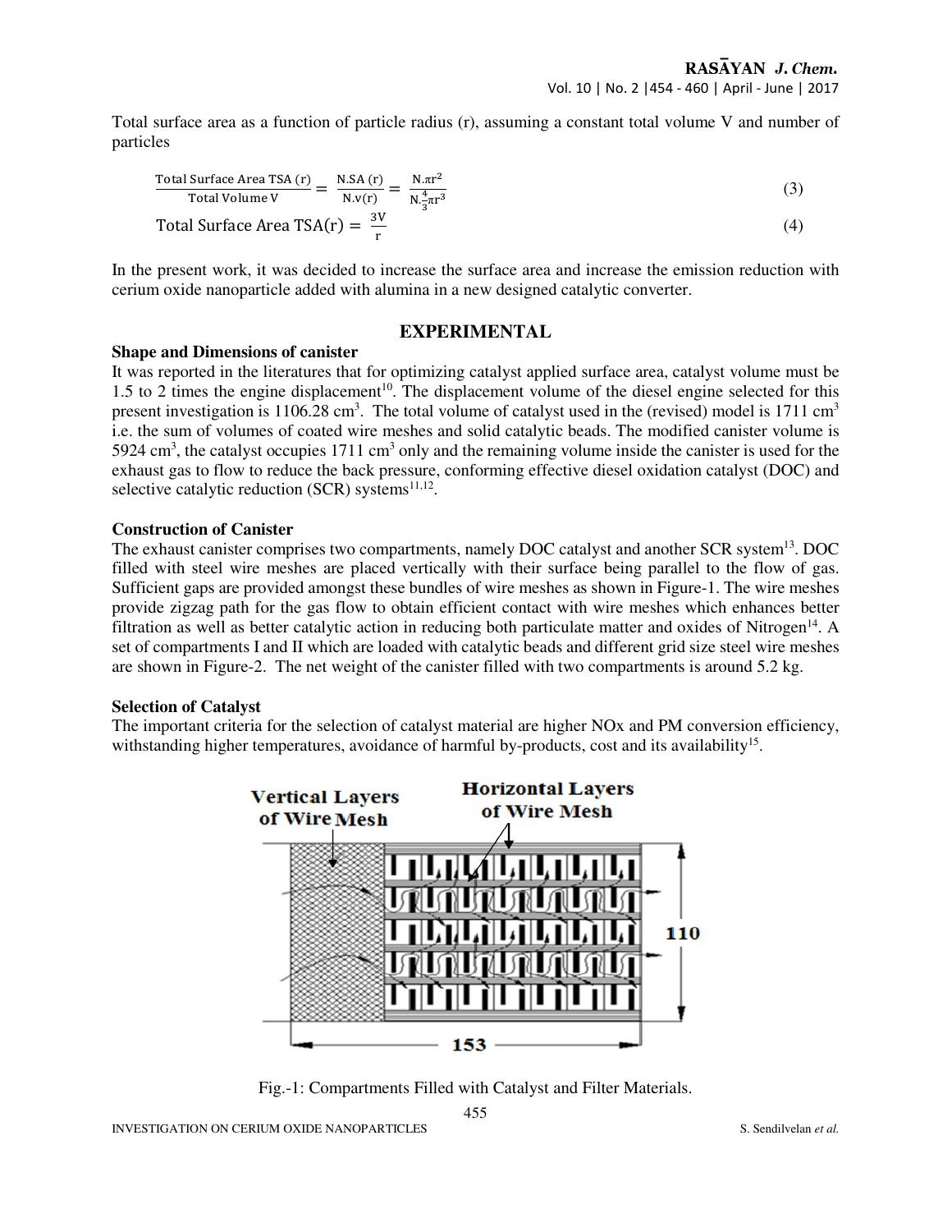Total surface area as a function of particle radius (r), assuming a constant total volume V and number of particles

$$\frac{\text{Total Surface Area TSA (r)}}{\text{Total Volume V}} = \frac{\text{N.SA (r)}}{\text{N.v(r)}} = \frac{\text{N.}\pi \text{r}^2}{\text{N.}\frac{4}{3}\pi \text{r}^3} \tag{3}$$

$$\text{Total Surface Area TSA(r)} = \frac{3\text{V}}{\text{r}} \tag{4}$$

In the present work, it was decided to increase the surface area and increase the emission reduction with cerium oxide nanoparticle added with alumina in a new designed catalytic converter.

## EXPERIMENTAL

### Shape and Dimensions of canister

It was reported in the literatures that for optimizing catalyst applied surface area, catalyst volume must be 1.5 to 2 times the engine displacement[10]. The displacement volume of the diesel engine selected for this present investigation is 1106.28 $cm^3$. The total volume of catalyst used in the (revised) model is 1711 $cm^3$ i.e. the sum of volumes of coated wire meshes and solid catalytic beads. The modified canister volume is 5924 $cm^3$, the catalyst occupies 1711 $cm^3$ only and the remaining volume inside the canister is used for the exhaust gas to flow to reduce the back pressure, conforming effective diesel oxidation catalyst (DOC) and selective catalytic reduction (SCR) systems[11,12].

### Construction of Canister

The exhaust canister comprises two compartments, namely DOC catalyst and another SCR system[13]. DOC filled with steel wire meshes are placed vertically with their surface being parallel to the flow of gas. Sufficient gaps are provided amongst these bundles of wire meshes as shown in Figure-1. The wire meshes provide zigzag path for the gas flow to obtain efficient contact with wire meshes which enhances better filtration as well as better catalytic action in reducing both particulate matter and oxides of Nitrogen[14]. A set of compartments I and II which are loaded with catalytic beads and different grid size steel wire meshes are shown in Figure-2. The net weight of the canister filled with two compartments is around 5.2 kg.

### Selection of Catalyst

The important criteria for the selection of catalyst material are higher NOx and PM conversion efficiency, withstanding higher temperatures, avoidance of harmful by-products, cost and its availability[15].

Fig.-1: Compartments Filled with Catalyst and Filter Materials.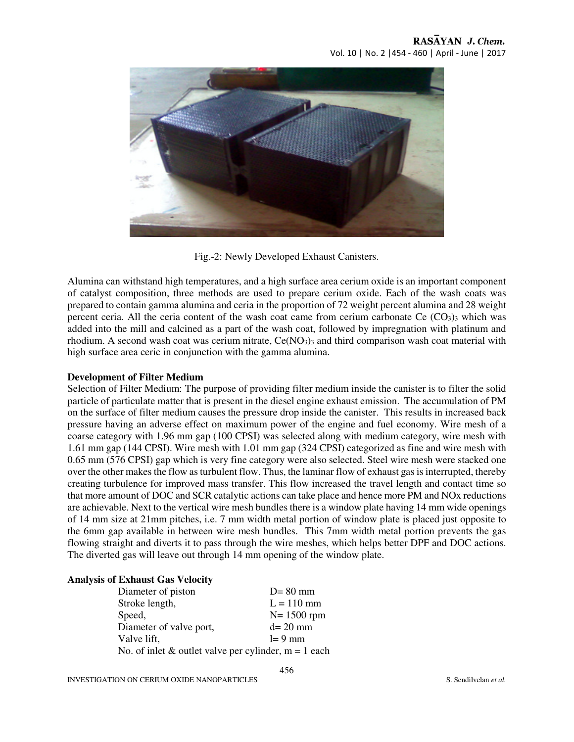Fig.-2: Newly Developed Exhaust Canisters.

Alumina can withstand high temperatures, and a high surface area cerium oxide is an important component of catalyst composition, three methods are used to prepare cerium oxide. Each of the wash coats was prepared to contain gamma alumina and ceria in the proportion of 72 weight percent alumina and 28 weight percent ceria. All the ceria content of the wash coat came from cerium carbonate Ce $(CO_3)_3$ which was added into the mill and calcined as a part of the wash coat, followed by impregnation with platinum and rhodium. A second wash coat was cerium nitrate, $Ce(NO_3)_3$ and third comparison wash coat material with high surface area ceric in conjunction with the gamma alumina.

**Development of Filter Medium**

Selection of Filter Medium: The purpose of providing filter medium inside the canister is to filter the solid particle of particulate matter that is present in the diesel engine exhaust emission. The accumulation of PM on the surface of filter medium causes the pressure drop inside the canister. This results in increased back pressure having an adverse effect on maximum power of the engine and fuel economy. Wire mesh of a coarse category with 1.96 mm gap (100 CPSI) was selected along with medium category, wire mesh with 1.61 mm gap (144 CPSI). Wire mesh with 1.01 mm gap (324 CPSI) categorized as fine and wire mesh with 0.65 mm (576 CPSI) gap which is very fine category were also selected. Steel wire mesh were stacked one over the other makes the flow as turbulent flow. Thus, the laminar flow of exhaust gas is interrupted, thereby creating turbulence for improved mass transfer. This flow increased the travel length and contact time so that more amount of DOC and SCR catalytic actions can take place and hence more PM and NOx reductions are achievable. Next to the vertical wire mesh bundles there is a window plate having 14 mm wide openings of 14 mm size at 21mm pitches, i.e. 7 mm width metal portion of window plate is placed just opposite to the 6mm gap available in between wire mesh bundles. This 7mm width metal portion prevents the gas flowing straight and diverts it to pass through the wire meshes, which helps better DPF and DOC actions. The diverted gas will leave out through 14 mm opening of the window plate.

**Analysis of Exhaust Gas Velocity**

Diameter of piston $D = 80$ mm

Stroke length, $L = 110$ mm

Speed, $N = 1500$ rpm

Diameter of valve port, $d = 20$ mm

Valve lift, $l = 9$ mm

No. of inlet & outlet valve per cylinder, $m = 1$ each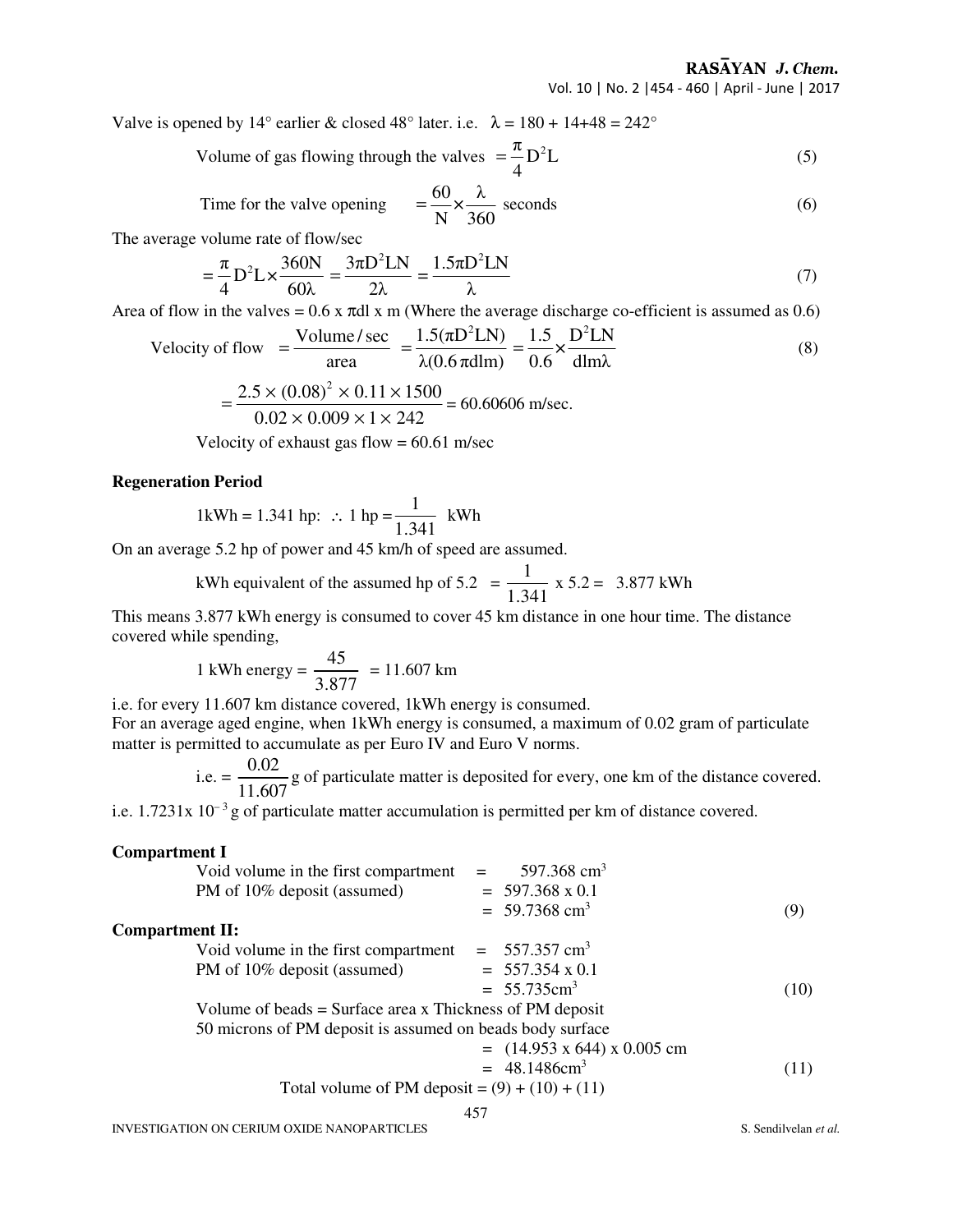Valve is opened by 14° earlier & closed 48° later. i.e. $\lambda = 180 + 14 + 48 = 242°$

$$\text{Volume of gas flowing through the valves} = \frac{\pi}{4}D^2L \tag{5}$$

$$\text{Time for the valve opening} = \frac{60}{N} \times \frac{\lambda}{360} \text{ seconds} \tag{6}$$

The average volume rate of flow/sec

$$= \frac{\pi}{4}D^2L \times \frac{360N}{60\lambda} = \frac{3\pi D^2LN}{2\lambda} = \frac{1.5\pi D^2LN}{\lambda} \tag{7}$$

Area of flow in the valves = 0.6 x $\pi$dl x m (Where the average discharge co-efficient is assumed as 0.6)

$$\text{Velocity of flow} = \frac{\text{Volume/sec}}{\text{area}} = \frac{1.5(\pi D^2LN)}{\lambda(0.6\,\pi dlm)} = \frac{1.5}{0.6} \times \frac{D^2LN}{dlm\lambda} \tag{8}$$

$$= \frac{2.5 \times (0.08)^2 \times 0.11 \times 1500}{0.02 \times 0.009 \times 1 \times 242} = 60.60606 \text{ m/sec.}$$

Velocity of exhaust gas flow = 60.61 m/sec

**Regeneration Period**

$$1\text{kWh} = 1.341 \text{ hp: } \therefore 1 \text{ hp} = \frac{1}{1.341} \text{ kWh}$$

On an average 5.2 hp of power and 45 km/h of speed are assumed.

$$\text{kWh equivalent of the assumed hp of 5.2} = \frac{1}{1.341} \times 5.2 = 3.877 \text{ kWh}$$

This means 3.877 kWh energy is consumed to cover 45 km distance in one hour time. The distance covered while spending,

$$1 \text{ kWh energy} = \frac{45}{3.877} = 11.607 \text{ km}$$

i.e. for every 11.607 km distance covered, 1kWh energy is consumed.

For an average aged engine, when 1kWh energy is consumed, a maximum of 0.02 gram of particulate matter is permitted to accumulate as per Euro IV and Euro V norms.

i.e. = $\frac{0.02}{11.607}$ g of particulate matter is deposited for every, one km of the distance covered.

i.e. $1.7231 \times 10^{-3}$ g of particulate matter accumulation is permitted per km of distance covered.

**Compartment I**

Void volume in the first compartment = 597.368 $cm^3$

PM of 10% deposit (assumed) = 597.368 x 0.1

= 59.7368 $cm^3$ (9)

**Compartment II:**

Void volume in the first compartment = 557.357 $cm^3$

PM of 10% deposit (assumed) = 557.354 x 0.1

= 55.735$cm^3$ (10)

Volume of beads = Surface area x Thickness of PM deposit

50 microns of PM deposit is assumed on beads body surface

= (14.953 x 644) x 0.005 cm

= 48.1486$cm^3$ (11)

Total volume of PM deposit = (9) + (10) + (11)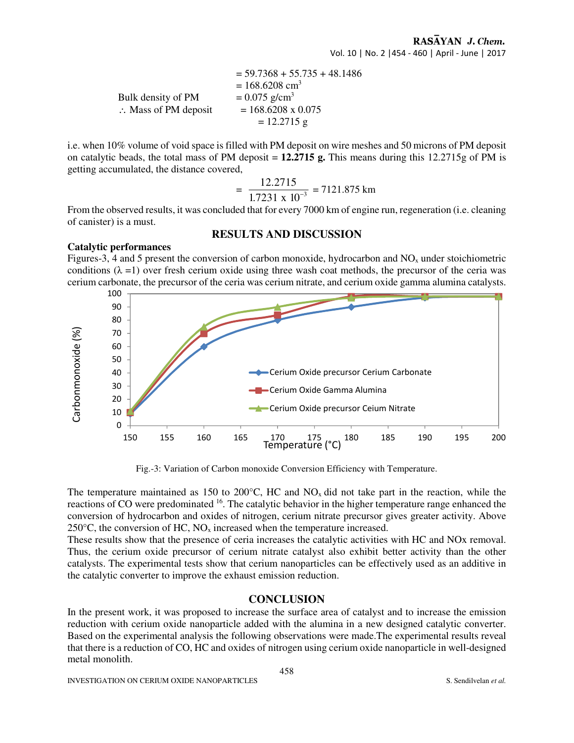$$= 59.7368 + 55.735 + 48.1486$$

$$= 168.6208 \text{ cm}^3$$

Bulk density of PM $= 0.075 \text{ g/cm}^3$

$\therefore$ Mass of PM deposit $= 168.6208 \times 0.075$

$$= 12.2715 \text{ g}$$

i.e. when 10% volume of void space is filled with PM deposit on wire meshes and 50 microns of PM deposit on catalytic beads, the total mass of PM deposit = **12.2715 g.** This means during this 12.2715g of PM is getting accumulated, the distance covered,

$$= \frac{12.2715}{1.7231 \times 10^{-3}} = 7121.875 \text{ km}$$

From the observed results, it was concluded that for every 7000 km of engine run, regeneration (i.e. cleaning of canister) is a must.

## RESULTS AND DISCUSSION

### Catalytic performances

Figures-3, 4 and 5 present the conversion of carbon monoxide, hydrocarbon and $NO_x$ under stoichiometric conditions ($\lambda$ =1) over fresh cerium oxide using three wash coat methods, the precursor of the ceria was cerium carbonate, the precursor of the ceria was cerium nitrate, and cerium oxide gamma alumina catalysts.

Fig.-3: Variation of Carbon monoxide Conversion Efficiency with Temperature.

The temperature maintained as 150 to 200°C, HC and $NO_x$ did not take part in the reaction, while the reactions of CO were predominated [16]. The catalytic behavior in the higher temperature range enhanced the conversion of hydrocarbon and oxides of nitrogen, cerium nitrate precursor gives greater activity. Above 250°C, the conversion of HC, $NO_x$ increased when the temperature increased.

These results show that the presence of ceria increases the catalytic activities with HC and NOx removal. Thus, the cerium oxide precursor of cerium nitrate catalyst also exhibit better activity than the other catalysts. The experimental tests show that cerium nanoparticles can be effectively used as an additive in the catalytic converter to improve the exhaust emission reduction.

## CONCLUSION

In the present work, it was proposed to increase the surface area of catalyst and to increase the emission reduction with cerium oxide nanoparticle added with the alumina in a new designed catalytic converter. Based on the experimental analysis the following observations were made.The experimental results reveal that there is a reduction of CO, HC and oxides of nitrogen using cerium oxide nanoparticle in well-designed metal monolith.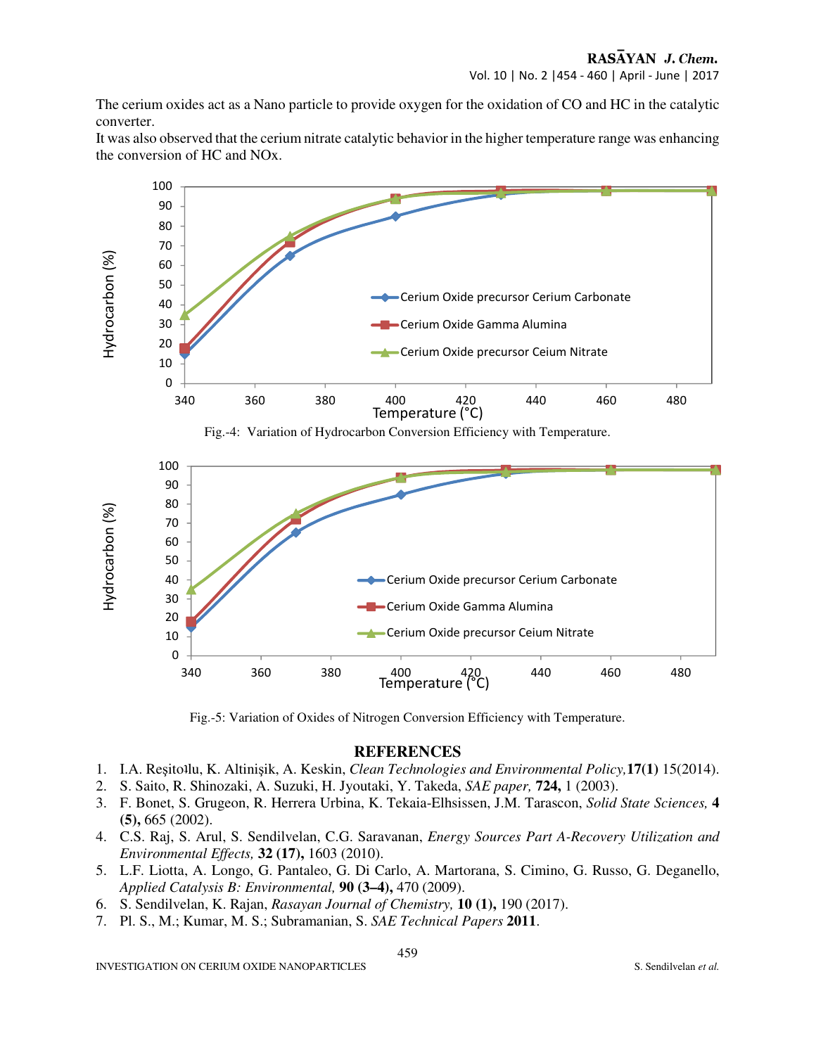The cerium oxides act as a Nano particle to provide oxygen for the oxidation of CO and HC in the catalytic converter.

It was also observed that the cerium nitrate catalytic behavior in the higher temperature range was enhancing the conversion of HC and NOx.

Fig.-4: Variation of Hydrocarbon Conversion Efficiency with Temperature.

Fig.-5: Variation of Oxides of Nitrogen Conversion Efficiency with Temperature.

## REFERENCES

1. I.A. Reşitoılu, K. Altinişik, A. Keskin, *Clean Technologies and Environmental Policy,* **17(1)** 15(2014).
2. S. Saito, R. Shinozaki, A. Suzuki, H. Jyoutaki, Y. Takeda, *SAE paper,* **724,** 1 (2003).
3. F. Bonet, S. Grugeon, R. Herrera Urbina, K. Tekaia-Elhsissen, J.M. Tarascon, *Solid State Sciences,* **4 (5),** 665 (2002).
4. C.S. Raj, S. Arul, S. Sendilvelan, C.G. Saravanan, *Energy Sources Part A-Recovery Utilization and Environmental Effects,* **32 (17),** 1603 (2010).
5. L.F. Liotta, A. Longo, G. Pantaleo, G. Di Carlo, A. Martorana, S. Cimino, G. Russo, G. Deganello, *Applied Catalysis B: Environmental,* **90 (3–4),** 470 (2009).
6. S. Sendilvelan, K. Rajan, *Rasayan Journal of Chemistry,* **10 (1),** 190 (2017).
7. Pl. S., M.; Kumar, M. S.; Subramanian, S. *SAE Technical Papers* **2011**.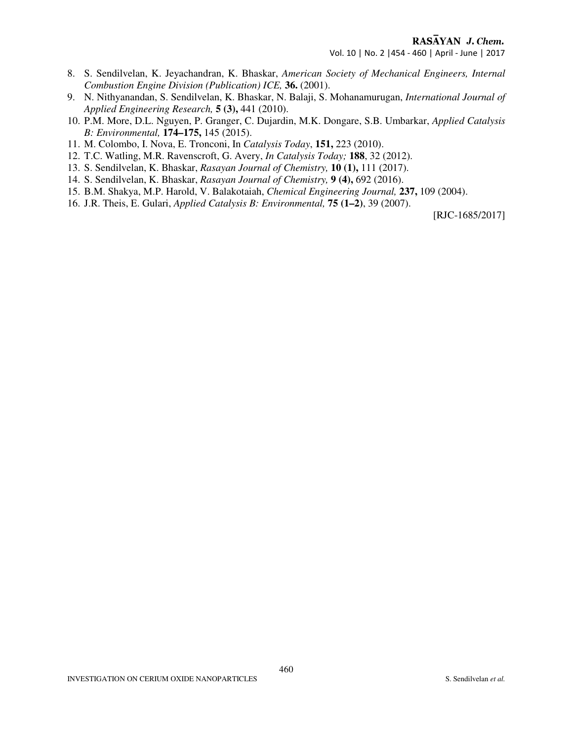8. S. Sendilvelan, K. Jeyachandran, K. Bhaskar, *American Society of Mechanical Engineers, Internal Combustion Engine Division (Publication) ICE,* **36.** (2001).
9. N. Nithyanandan, S. Sendilvelan, K. Bhaskar, N. Balaji, S. Mohanamurugan, *International Journal of Applied Engineering Research,* **5 (3),** 441 (2010).
10. P.M. More, D.L. Nguyen, P. Granger, C. Dujardin, M.K. Dongare, S.B. Umbarkar, *Applied Catalysis B: Environmental,* **174–175,** 145 (2015).
11. M. Colombo, I. Nova, E. Tronconi, In *Catalysis Today*, **151,** 223 (2010).
12. T.C. Watling, M.R. Ravenscroft, G. Avery, *In Catalysis Today;* **188**, 32 (2012).
13. S. Sendilvelan, K. Bhaskar, *Rasayan Journal of Chemistry,* **10 (1),** 111 (2017).
14. S. Sendilvelan, K. Bhaskar, *Rasayan Journal of Chemistry,* **9 (4),** 692 (2016).
15. B.M. Shakya, M.P. Harold, V. Balakotaiah, *Chemical Engineering Journal,* **237,** 109 (2004).
16. J.R. Theis, E. Gulari, *Applied Catalysis B: Environmental,* **75 (1–2)**, 39 (2007).

[RJC-1685/2017]